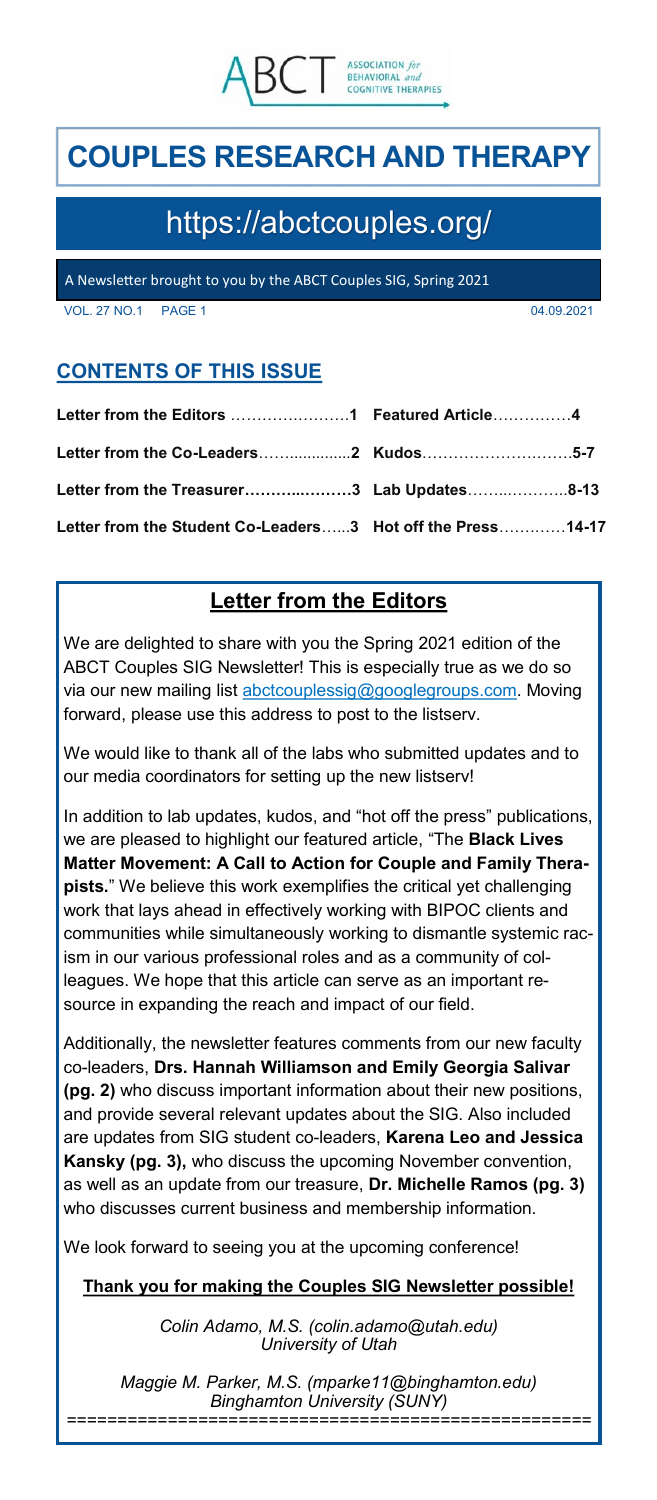ABCT ASSOCIATION *for* BEHAVIORAL *and* COGNITIVE THERAPIES

# COUPLES RESEARCH AND THERAPY

## https://abctcouples.org/

A Newsletter brought to you by the ABCT Couples SIG, Spring 2021

VOL. 27 NO.1 04.09.2021

## CONTENTS OF THIS ISSUE

| | | | |
|---|---|---|---|
| Letter from the Editors | **1** | Featured Article | **4** |
| Letter from the Co-Leaders | **2** | Kudos | **5-7** |
| Letter from the Treasurer | **3** | Lab Updates | **8-13** |
| Letter from the Student Co-Leaders | **3** | Hot off the Press | **14-17** |

## Letter from the Editors

We are delighted to share with you the Spring 2021 edition of the ABCT Couples SIG Newsletter! This is especially true as we do so via our new mailing list abctcouplessig@googlegroups.com. Moving forward, please use this address to post to the listserv.

We would like to thank all of the labs who submitted updates and to our media coordinators for setting up the new listserv!

In addition to lab updates, kudos, and "hot off the press" publications, we are pleased to highlight our featured article, "The **Black Lives Matter Movement: A Call to Action for Couple and Family Therapists.**" We believe this work exemplifies the critical yet challenging work that lays ahead in effectively working with BIPOC clients and communities while simultaneously working to dismantle systemic racism in our various professional roles and as a community of colleagues. We hope that this article can serve as an important resource in expanding the reach and impact of our field.

Additionally, the newsletter features comments from our new faculty co-leaders, **Drs. Hannah Williamson and Emily Georgia Salivar (pg. 2)** who discuss important information about their new positions, and provide several relevant updates about the SIG. Also included are updates from SIG student co-leaders, **Karena Leo and Jessica Kansky (pg. 3),** who discuss the upcoming November convention, as well as an update from our treasure, **Dr. Michelle Ramos (pg. 3)** who discusses current business and membership information.

We look forward to seeing you at the upcoming conference!

**Thank you for making the Couples SIG Newsletter possible!**

*Colin Adamo, M.S. (colin.adamo@utah.edu)*
*University of Utah*

*Maggie M. Parker, M.S. (mparke11@binghamton.edu)*
*Binghamton University (SUNY)*

==================================================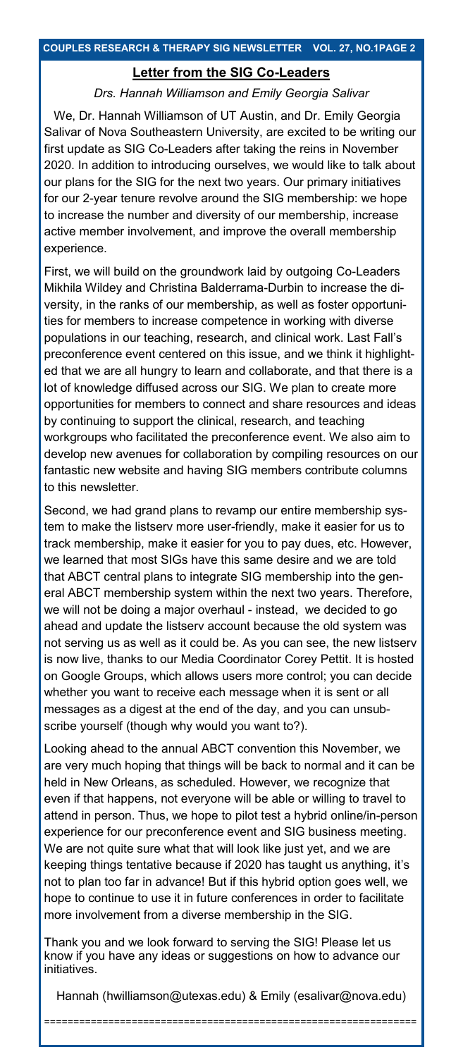## Letter from the SIG Co-Leaders

*Drs. Hannah Williamson and Emily Georgia Salivar*

We, Dr. Hannah Williamson of UT Austin, and Dr. Emily Georgia Salivar of Nova Southeastern University, are excited to be writing our first update as SIG Co-Leaders after taking the reins in November 2020. In addition to introducing ourselves, we would like to talk about our plans for the SIG for the next two years. Our primary initiatives for our 2-year tenure revolve around the SIG membership: we hope to increase the number and diversity of our membership, increase active member involvement, and improve the overall membership experience.

First, we will build on the groundwork laid by outgoing Co-Leaders Mikhila Wildey and Christina Balderrama-Durbin to increase the diversity, in the ranks of our membership, as well as foster opportunities for members to increase competence in working with diverse populations in our teaching, research, and clinical work. Last Fall's preconference event centered on this issue, and we think it highlighted that we are all hungry to learn and collaborate, and that there is a lot of knowledge diffused across our SIG. We plan to create more opportunities for members to connect and share resources and ideas by continuing to support the clinical, research, and teaching workgroups who facilitated the preconference event. We also aim to develop new avenues for collaboration by compiling resources on our fantastic new website and having SIG members contribute columns to this newsletter.

Second, we had grand plans to revamp our entire membership system to make the listserv more user-friendly, make it easier for us to track membership, make it easier for you to pay dues, etc. However, we learned that most SIGs have this same desire and we are told that ABCT central plans to integrate SIG membership into the general ABCT membership system within the next two years. Therefore, we will not be doing a major overhaul - instead, we decided to go ahead and update the listserv account because the old system was not serving us as well as it could be. As you can see, the new listserv is now live, thanks to our Media Coordinator Corey Pettit. It is hosted on Google Groups, which allows users more control; you can decide whether you want to receive each message when it is sent or all messages as a digest at the end of the day, and you can unsubscribe yourself (though why would you want to?).

Looking ahead to the annual ABCT convention this November, we are very much hoping that things will be back to normal and it can be held in New Orleans, as scheduled. However, we recognize that even if that happens, not everyone will be able or willing to travel to attend in person. Thus, we hope to pilot test a hybrid online/in-person experience for our preconference event and SIG business meeting. We are not quite sure what that will look like just yet, and we are keeping things tentative because if 2020 has taught us anything, it's not to plan too far in advance! But if this hybrid option goes well, we hope to continue to use it in future conferences in order to facilitate more involvement from a diverse membership in the SIG.

Thank you and we look forward to serving the SIG! Please let us know if you have any ideas or suggestions on how to advance our initiatives.

Hannah (hwilliamson@utexas.edu) & Emily (esalivar@nova.edu)

================================================================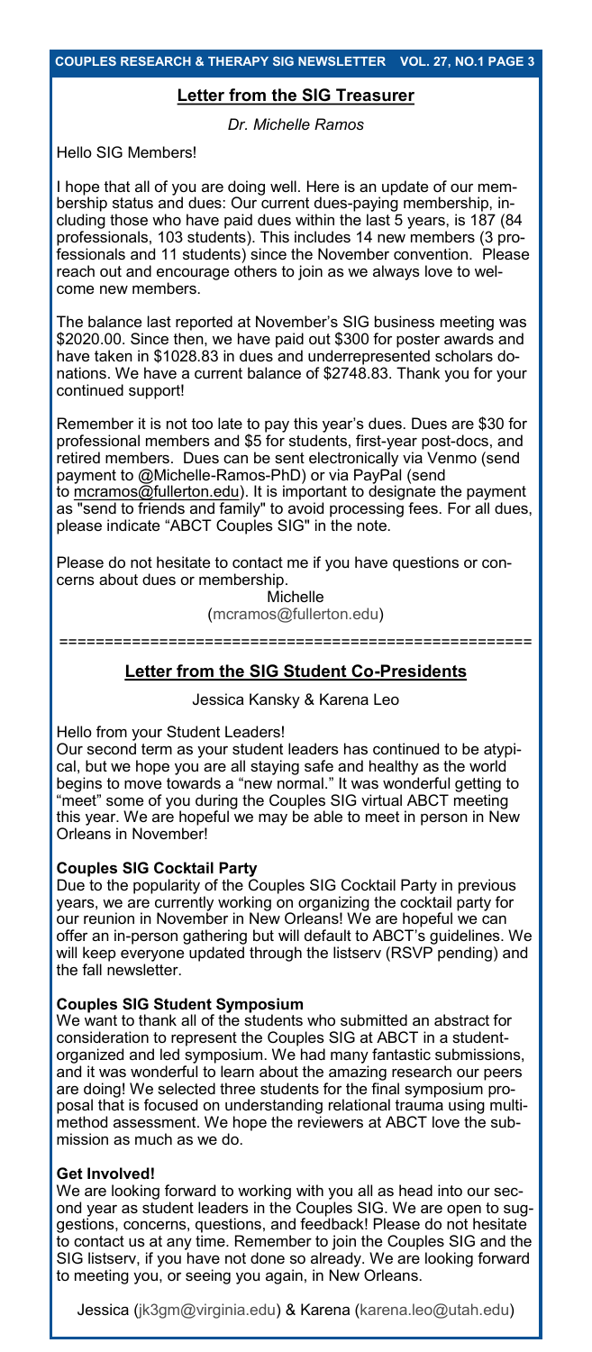## Letter from the SIG Treasurer

*Dr. Michelle Ramos*

Hello SIG Members!

I hope that all of you are doing well. Here is an update of our membership status and dues: Our current dues-paying membership, including those who have paid dues within the last 5 years, is 187 (84 professionals, 103 students). This includes 14 new members (3 professionals and 11 students) since the November convention. Please reach out and encourage others to join as we always love to welcome new members.

The balance last reported at November's SIG business meeting was $2020.00. Since then, we have paid out $300 for poster awards and have taken in $1028.83 in dues and underrepresented scholars donations. We have a current balance of $2748.83. Thank you for your continued support!

Remember it is not too late to pay this year's dues. Dues are $30 for professional members and $5 for students, first-year post-docs, and retired members. Dues can be sent electronically via Venmo (send payment to @Michelle-Ramos-PhD) or via PayPal (send to mcramos@fullerton.edu). It is important to designate the payment as "send to friends and family" to avoid processing fees. For all dues, please indicate "ABCT Couples SIG" in the note.

Please do not hesitate to contact me if you have questions or concerns about dues or membership.

Michelle
(mcramos@fullerton.edu)

---

## Letter from the SIG Student Co-Presidents

Jessica Kansky & Karena Leo

Hello from your Student Leaders!

Our second term as your student leaders has continued to be atypical, but we hope you are all staying safe and healthy as the world begins to move towards a "new normal." It was wonderful getting to "meet" some of you during the Couples SIG virtual ABCT meeting this year. We are hopeful we may be able to meet in person in New Orleans in November!

**Couples SIG Cocktail Party**

Due to the popularity of the Couples SIG Cocktail Party in previous years, we are currently working on organizing the cocktail party for our reunion in November in New Orleans! We are hopeful we can offer an in-person gathering but will default to ABCT's guidelines. We will keep everyone updated through the listserv (RSVP pending) and the fall newsletter.

**Couples SIG Student Symposium**

We want to thank all of the students who submitted an abstract for consideration to represent the Couples SIG at ABCT in a student-organized and led symposium. We had many fantastic submissions, and it was wonderful to learn about the amazing research our peers are doing! We selected three students for the final symposium proposal that is focused on understanding relational trauma using multi-method assessment. We hope the reviewers at ABCT love the submission as much as we do.

**Get Involved!**

We are looking forward to working with you all as head into our second year as student leaders in the Couples SIG. We are open to suggestions, concerns, questions, and feedback! Please do not hesitate to contact us at any time. Remember to join the Couples SIG and the SIG listserv, if you have not done so already. We are looking forward to meeting you, or seeing you again, in New Orleans.

Jessica (jk3gm@virginia.edu) & Karena (karena.leo@utah.edu)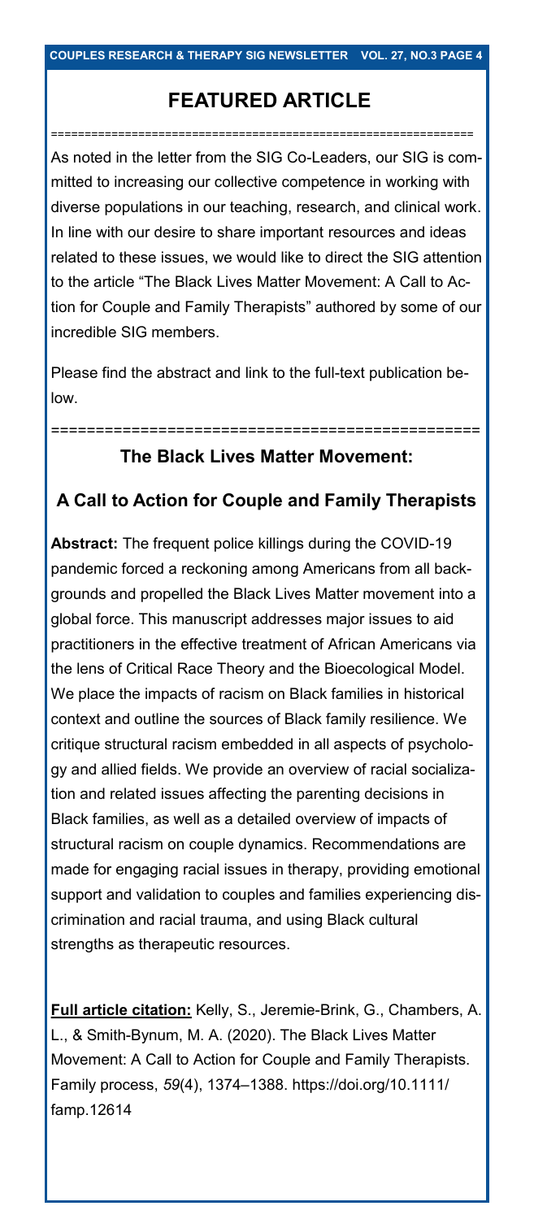## FEATURED ARTICLE

As noted in the letter from the SIG Co-Leaders, our SIG is committed to increasing our collective competence in working with diverse populations in our teaching, research, and clinical work. In line with our desire to share important resources and ideas related to these issues, we would like to direct the SIG attention to the article "The Black Lives Matter Movement: A Call to Action for Couple and Family Therapists" authored by some of our incredible SIG members.

Please find the abstract and link to the full-text publication below.

### The Black Lives Matter Movement:

### A Call to Action for Couple and Family Therapists

**Abstract:** The frequent police killings during the COVID-19 pandemic forced a reckoning among Americans from all backgrounds and propelled the Black Lives Matter movement into a global force. This manuscript addresses major issues to aid practitioners in the effective treatment of African Americans via the lens of Critical Race Theory and the Bioecological Model. We place the impacts of racism on Black families in historical context and outline the sources of Black family resilience. We critique structural racism embedded in all aspects of psychology and allied fields. We provide an overview of racial socialization and related issues affecting the parenting decisions in Black families, as well as a detailed overview of impacts of structural racism on couple dynamics. Recommendations are made for engaging racial issues in therapy, providing emotional support and validation to couples and families experiencing discrimination and racial trauma, and using Black cultural strengths as therapeutic resources.

**Full article citation:** Kelly, S., Jeremie-Brink, G., Chambers, A. L., & Smith-Bynum, M. A. (2020). The Black Lives Matter Movement: A Call to Action for Couple and Family Therapists. Family process, *59*(4), 1374–1388. https://doi.org/10.1111/famp.12614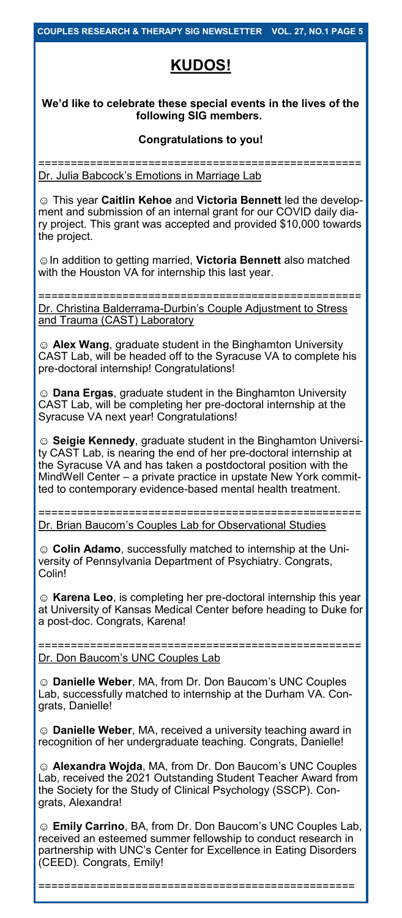# KUDOS!

**We'd like to celebrate these special events in the lives of the following SIG members.**

**Congratulations to you!**

==================================================

Dr. Julia Babcock's Emotions in Marriage Lab

☺ This year **Caitlin Kehoe** and **Victoria Bennett** led the development and submission of an internal grant for our COVID daily diary project. This grant was accepted and provided $10,000 towards the project.

☺In addition to getting married, **Victoria Bennett** also matched with the Houston VA for internship this last year.

==================================================

Dr. Christina Balderrama-Durbin's Couple Adjustment to Stress and Trauma (CAST) Laboratory

☺ **Alex Wang**, graduate student in the Binghamton University CAST Lab, will be headed off to the Syracuse VA to complete his pre-doctoral internship! Congratulations!

☺ **Dana Ergas**, graduate student in the Binghamton University CAST Lab, will be completing her pre-doctoral internship at the Syracuse VA next year! Congratulations!

☺ **Seigie Kennedy**, graduate student in the Binghamton University CAST Lab, is nearing the end of her pre-doctoral internship at the Syracuse VA and has taken a postdoctoral position with the MindWell Center – a private practice in upstate New York committed to contemporary evidence-based mental health treatment.

==================================================

Dr. Brian Baucom's Couples Lab for Observational Studies

☺ **Colin Adamo**, successfully matched to internship at the University of Pennsylvania Department of Psychiatry. Congrats, Colin!

☺ **Karena Leo**, is completing her pre-doctoral internship this year at University of Kansas Medical Center before heading to Duke for a post-doc. Congrats, Karena!

==================================================

Dr. Don Baucom's UNC Couples Lab

☺ **Danielle Weber**, MA, from Dr. Don Baucom's UNC Couples Lab, successfully matched to internship at the Durham VA. Congrats, Danielle!

☺ **Danielle Weber**, MA, received a university teaching award in recognition of her undergraduate teaching. Congrats, Danielle!

☺ **Alexandra Wojda**, MA, from Dr. Don Baucom's UNC Couples Lab, received the 2021 Outstanding Student Teacher Award from the Society for the Study of Clinical Psychology (SSCP). Congrats, Alexandra!

☺ **Emily Carrino**, BA, from Dr. Don Baucom's UNC Couples Lab, received an esteemed summer fellowship to conduct research in partnership with UNC's Center for Excellence in Eating Disorders (CEED). Congrats, Emily!

==================================================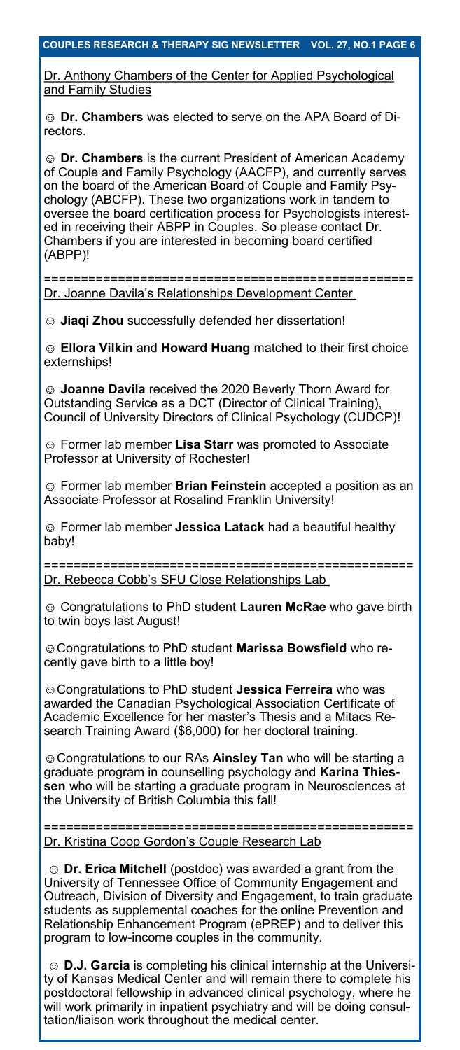Dr. Anthony Chambers of the Center for Applied Psychological and Family Studies

☺ **Dr. Chambers** was elected to serve on the APA Board of Directors.

☺ **Dr. Chambers** is the current President of American Academy of Couple and Family Psychology (AACFP), and currently serves on the board of the American Board of Couple and Family Psychology (ABCFP). These two organizations work in tandem to oversee the board certification process for Psychologists interested in receiving their ABPP in Couples. So please contact Dr. Chambers if you are interested in becoming board certified (ABPP)!

==================================================

Dr. Joanne Davila's Relationships Development Center

☺ **Jiaqi Zhou** successfully defended her dissertation!

☺ **Ellora Vilkin** and **Howard Huang** matched to their first choice externships!

☺ **Joanne Davila** received the 2020 Beverly Thorn Award for Outstanding Service as a DCT (Director of Clinical Training), Council of University Directors of Clinical Psychology (CUDCP)!

☺ Former lab member **Lisa Starr** was promoted to Associate Professor at University of Rochester!

☺ Former lab member **Brian Feinstein** accepted a position as an Associate Professor at Rosalind Franklin University!

☺ Former lab member **Jessica Latack** had a beautiful healthy baby!

==================================================

Dr. Rebecca Cobb's SFU Close Relationships Lab

☺ Congratulations to PhD student **Lauren McRae** who gave birth to twin boys last August!

☺ Congratulations to PhD student **Marissa Bowsfield** who recently gave birth to a little boy!

☺ Congratulations to PhD student **Jessica Ferreira** who was awarded the Canadian Psychological Association Certificate of Academic Excellence for her master's Thesis and a Mitacs Research Training Award ($6,000) for her doctoral training.

☺ Congratulations to our RAs **Ainsley Tan** who will be starting a graduate program in counselling psychology and **Karina Thiessen** who will be starting a graduate program in Neurosciences at the University of British Columbia this fall!

==================================================

Dr. Kristina Coop Gordon's Couple Research Lab

☺ **Dr. Erica Mitchell** (postdoc) was awarded a grant from the University of Tennessee Office of Community Engagement and Outreach, Division of Diversity and Engagement, to train graduate students as supplemental coaches for the online Prevention and Relationship Enhancement Program (ePREP) and to deliver this program to low-income couples in the community.

☺ **D.J. Garcia** is completing his clinical internship at the University of Kansas Medical Center and will remain there to complete his postdoctoral fellowship in advanced clinical psychology, where he will work primarily in inpatient psychiatry and will be doing consultation/liaison work throughout the medical center.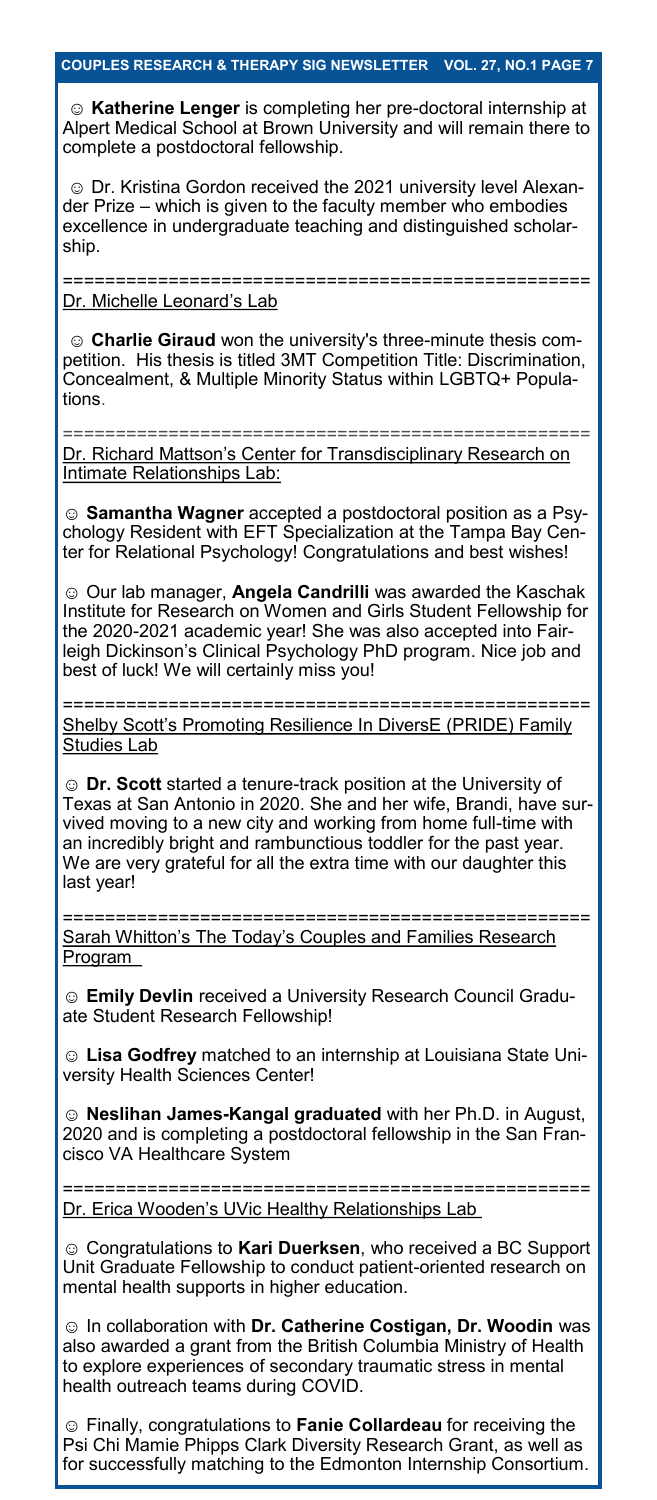☺ **Katherine Lenger** is completing her pre-doctoral internship at Alpert Medical School at Brown University and will remain there to complete a postdoctoral fellowship.

☺ Dr. Kristina Gordon received the 2021 university level Alexander Prize – which is given to the faculty member who embodies excellence in undergraduate teaching and distinguished scholarship.

==================================================

Dr. Michelle Leonard's Lab

☺ **Charlie Giraud** won the university's three-minute thesis competition. His thesis is titled 3MT Competition Title: Discrimination, Concealment, & Multiple Minority Status within LGBTQ+ Populations.

==================================================

Dr. Richard Mattson's Center for Transdisciplinary Research on Intimate Relationships Lab:

☺ **Samantha Wagner** accepted a postdoctoral position as a Psychology Resident with EFT Specialization at the Tampa Bay Center for Relational Psychology! Congratulations and best wishes!

☺ Our lab manager, **Angela Candrilli** was awarded the Kaschak Institute for Research on Women and Girls Student Fellowship for the 2020-2021 academic year! She was also accepted into Fairleigh Dickinson's Clinical Psychology PhD program. Nice job and best of luck! We will certainly miss you!

==================================================

Shelby Scott's Promoting Resilience In DiversE (PRIDE) Family Studies Lab

☺ **Dr. Scott** started a tenure-track position at the University of Texas at San Antonio in 2020. She and her wife, Brandi, have survived moving to a new city and working from home full-time with an incredibly bright and rambunctious toddler for the past year. We are very grateful for all the extra time with our daughter this last year!

==================================================

Sarah Whitton's The Today's Couples and Families Research Program

☺ **Emily Devlin** received a University Research Council Graduate Student Research Fellowship!

☺ **Lisa Godfrey** matched to an internship at Louisiana State University Health Sciences Center!

☺ **Neslihan James-Kangal graduated** with her Ph.D. in August, 2020 and is completing a postdoctoral fellowship in the San Francisco VA Healthcare System

==================================================

Dr. Erica Wooden's UVic Healthy Relationships Lab

☺ Congratulations to **Kari Duerksen**, who received a BC Support Unit Graduate Fellowship to conduct patient-oriented research on mental health supports in higher education.

☺ In collaboration with **Dr. Catherine Costigan, Dr. Woodin** was also awarded a grant from the British Columbia Ministry of Health to explore experiences of secondary traumatic stress in mental health outreach teams during COVID.

☺ Finally, congratulations to **Fanie Collardeau** for receiving the Psi Chi Mamie Phipps Clark Diversity Research Grant, as well as for successfully matching to the Edmonton Internship Consortium.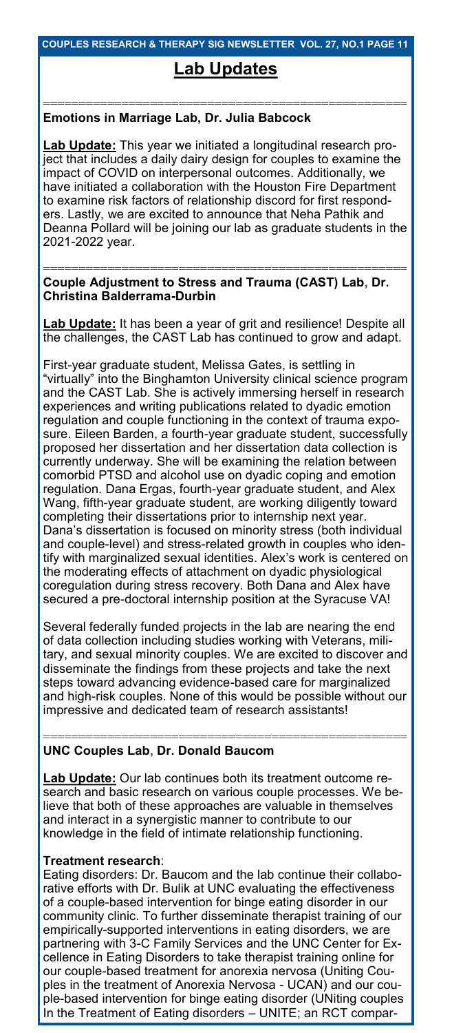# Lab Updates

---

## Emotions in Marriage Lab, Dr. Julia Babcock

**Lab Update:** This year we initiated a longitudinal research project that includes a daily dairy design for couples to examine the impact of COVID on interpersonal outcomes. Additionally, we have initiated a collaboration with the Houston Fire Department to examine risk factors of relationship discord for first responders. Lastly, we are excited to announce that Neha Pathik and Deanna Pollard will be joining our lab as graduate students in the 2021-2022 year.

---

## Couple Adjustment to Stress and Trauma (CAST) Lab, Dr. Christina Balderrama-Durbin

**Lab Update:** It has been a year of grit and resilience! Despite all the challenges, the CAST Lab has continued to grow and adapt.

First-year graduate student, Melissa Gates, is settling in "virtually" into the Binghamton University clinical science program and the CAST Lab. She is actively immersing herself in research experiences and writing publications related to dyadic emotion regulation and couple functioning in the context of trauma exposure. Eileen Barden, a fourth-year graduate student, successfully proposed her dissertation and her dissertation data collection is currently underway. She will be examining the relation between comorbid PTSD and alcohol use on dyadic coping and emotion regulation. Dana Ergas, fourth-year graduate student, and Alex Wang, fifth-year graduate student, are working diligently toward completing their dissertations prior to internship next year. Dana's dissertation is focused on minority stress (both individual and couple-level) and stress-related growth in couples who identify with marginalized sexual identities. Alex's work is centered on the moderating effects of attachment on dyadic physiological coregulation during stress recovery. Both Dana and Alex have secured a pre-doctoral internship position at the Syracuse VA!

Several federally funded projects in the lab are nearing the end of data collection including studies working with Veterans, military, and sexual minority couples. We are excited to discover and disseminate the findings from these projects and take the next steps toward advancing evidence-based care for marginalized and high-risk couples. None of this would be possible without our impressive and dedicated team of research assistants!

---

## UNC Couples Lab, Dr. Donald Baucom

**Lab Update:** Our lab continues both its treatment outcome research and basic research on various couple processes. We believe that both of these approaches are valuable in themselves and interact in a synergistic manner to contribute to our knowledge in the field of intimate relationship functioning.

**Treatment research**:

Eating disorders: Dr. Baucom and the lab continue their collaborative efforts with Dr. Bulik at UNC evaluating the effectiveness of a couple-based intervention for binge eating disorder in our community clinic. To further disseminate therapist training of our empirically-supported interventions in eating disorders, we are partnering with 3-C Family Services and the UNC Center for Excellence in Eating Disorders to take therapist training online for our couple-based treatment for anorexia nervosa (Uniting Couples in the treatment of Anorexia Nervosa - UCAN) and our couple-based intervention for binge eating disorder (UNiting couples In the Treatment of Eating disorders – UNITE; an RCT compar-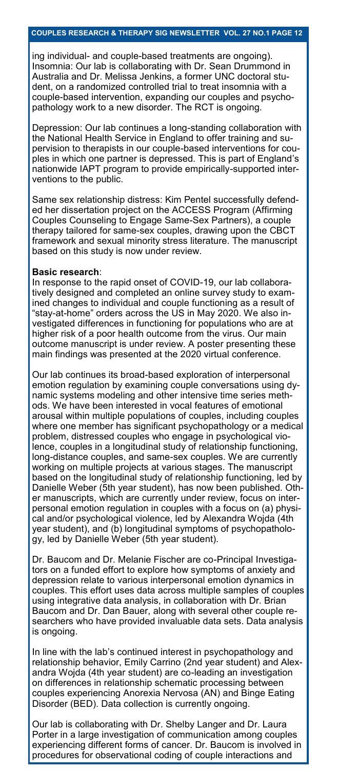ing individual- and couple-based treatments are ongoing). Insomnia: Our lab is collaborating with Dr. Sean Drummond in Australia and Dr. Melissa Jenkins, a former UNC doctoral student, on a randomized controlled trial to treat insomnia with a couple-based intervention, expanding our couples and psychopathology work to a new disorder. The RCT is ongoing.

Depression: Our lab continues a long-standing collaboration with the National Health Service in England to offer training and supervision to therapists in our couple-based interventions for couples in which one partner is depressed. This is part of England's nationwide IAPT program to provide empirically-supported interventions to the public.

Same sex relationship distress: Kim Pentel successfully defended her dissertation project on the ACCESS Program (Affirming Couples Counseling to Engage Same-Sex Partners), a couple therapy tailored for same-sex couples, drawing upon the CBCT framework and sexual minority stress literature. The manuscript based on this study is now under review.

**Basic research**:
In response to the rapid onset of COVID-19, our lab collaboratively designed and completed an online survey study to examined changes to individual and couple functioning as a result of "stay-at-home" orders across the US in May 2020. We also investigated differences in functioning for populations who are at higher risk of a poor health outcome from the virus. Our main outcome manuscript is under review. A poster presenting these main findings was presented at the 2020 virtual conference.

Our lab continues its broad-based exploration of interpersonal emotion regulation by examining couple conversations using dynamic systems modeling and other intensive time series methods. We have been interested in vocal features of emotional arousal within multiple populations of couples, including couples where one member has significant psychopathology or a medical problem, distressed couples who engage in psychological violence, couples in a longitudinal study of relationship functioning, long-distance couples, and same-sex couples. We are currently working on multiple projects at various stages. The manuscript based on the longitudinal study of relationship functioning, led by Danielle Weber (5th year student), has now been published. Other manuscripts, which are currently under review, focus on interpersonal emotion regulation in couples with a focus on (a) physical and/or psychological violence, led by Alexandra Wojda (4th year student), and (b) longitudinal symptoms of psychopathology, led by Danielle Weber (5th year student).

Dr. Baucom and Dr. Melanie Fischer are co-Principal Investigators on a funded effort to explore how symptoms of anxiety and depression relate to various interpersonal emotion dynamics in couples. This effort uses data across multiple samples of couples using integrative data analysis, in collaboration with Dr. Brian Baucom and Dr. Dan Bauer, along with several other couple researchers who have provided invaluable data sets. Data analysis is ongoing.

In line with the lab's continued interest in psychopathology and relationship behavior, Emily Carrino (2nd year student) and Alexandra Wojda (4th year student) are co-leading an investigation on differences in relationship schematic processing between couples experiencing Anorexia Nervosa (AN) and Binge Eating Disorder (BED). Data collection is currently ongoing.

Our lab is collaborating with Dr. Shelby Langer and Dr. Laura Porter in a large investigation of communication among couples experiencing different forms of cancer. Dr. Baucom is involved in procedures for observational coding of couple interactions and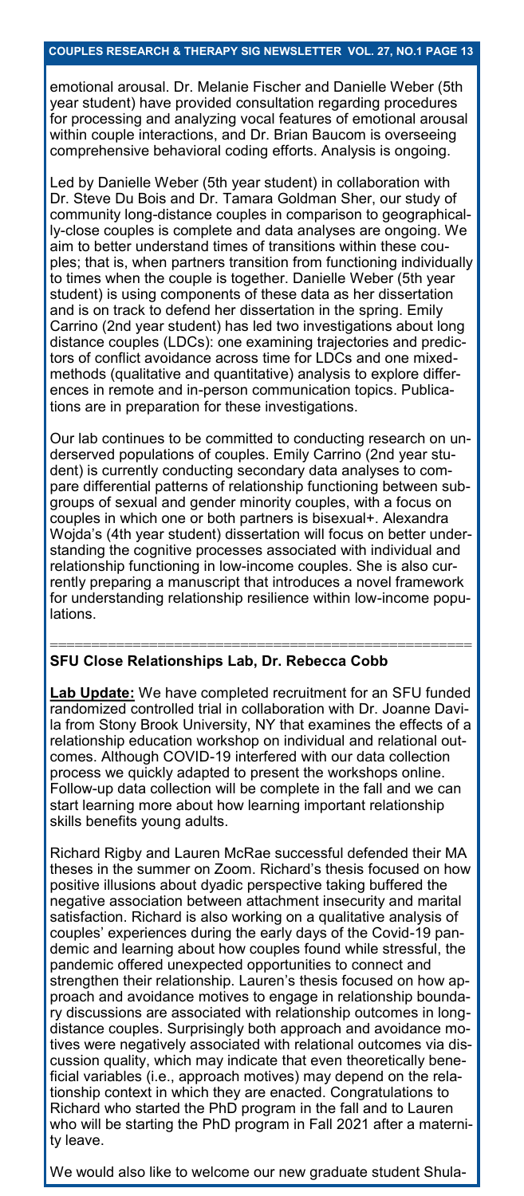emotional arousal. Dr. Melanie Fischer and Danielle Weber (5th year student) have provided consultation regarding procedures for processing and analyzing vocal features of emotional arousal within couple interactions, and Dr. Brian Baucom is overseeing comprehensive behavioral coding efforts. Analysis is ongoing.

Led by Danielle Weber (5th year student) in collaboration with Dr. Steve Du Bois and Dr. Tamara Goldman Sher, our study of community long-distance couples in comparison to geographically-close couples is complete and data analyses are ongoing. We aim to better understand times of transitions within these couples; that is, when partners transition from functioning individually to times when the couple is together. Danielle Weber (5th year student) is using components of these data as her dissertation and is on track to defend her dissertation in the spring. Emily Carrino (2nd year student) has led two investigations about long distance couples (LDCs): one examining trajectories and predictors of conflict avoidance across time for LDCs and one mixed-methods (qualitative and quantitative) analysis to explore differences in remote and in-person communication topics. Publications are in preparation for these investigations.

Our lab continues to be committed to conducting research on underserved populations of couples. Emily Carrino (2nd year student) is currently conducting secondary data analyses to compare differential patterns of relationship functioning between subgroups of couples in sexual and gender minority couples, with a focus on couples in which one or both partners is bisexual+. Alexandra Wojda's (4th year student) dissertation will focus on better understanding the cognitive processes associated with individual and relationship functioning in low-income couples. She is also currently preparing a manuscript that introduces a novel framework for understanding relationship resilience within low-income populations.

---

## SFU Close Relationships Lab, Dr. Rebecca Cobb

**Lab Update:** We have completed recruitment for an SFU funded randomized controlled trial in collaboration with Dr. Joanne Davila from Stony Brook University, NY that examines the effects of a relationship education workshop on individual and relational outcomes. Although COVID-19 interfered with our data collection process we quickly adapted to present the workshops online. Follow-up data collection will be complete in the fall and we can start learning more about how learning important relationship skills benefits young adults.

Richard Rigby and Lauren McRae successful defended their MA theses in the summer on Zoom. Richard's thesis focused on how positive illusions about dyadic perspective taking buffered the negative association between attachment insecurity and marital satisfaction. Richard is also working on a qualitative analysis of couples' experiences during the early days of the Covid-19 pandemic and learning about how couples found while stressful, the pandemic offered unexpected opportunities to connect and strengthen their relationship. Lauren's thesis focused on how approach and avoidance motives to engage in relationship boundary discussions are associated with relationship outcomes in long-distance couples. Surprisingly both approach and avoidance motives were negatively associated with relational outcomes via discussion quality, which may indicate that even theoretically beneficial variables (i.e., approach motives) may depend on the relationship context in which they are enacted. Congratulations to Richard who started the PhD program in the fall and to Lauren who will be starting the PhD program in Fall 2021 after a maternity leave.

We would also like to welcome our new graduate student Shula-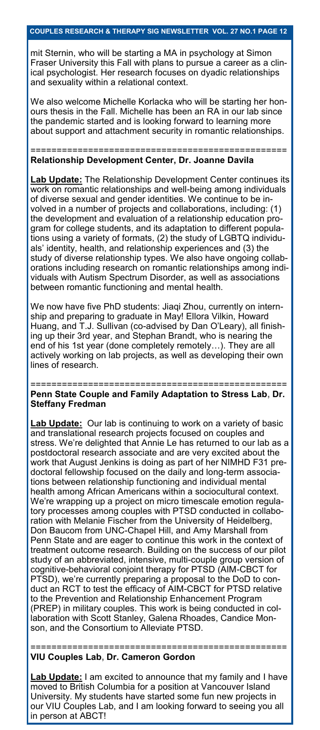mit Sternin, who will be starting a MA in psychology at Simon Fraser University this Fall with plans to pursue a career as a clinical psychologist. Her research focuses on dyadic relationships and sexuality within a relational context.

We also welcome Michelle Korlacka who will be starting her honours thesis in the Fall. Michelle has been an RA in our lab since the pandemic started and is looking forward to learning more about support and attachment security in romantic relationships.

==================================================

**Relationship Development Center, Dr. Joanne Davila**

**Lab Update:** The Relationship Development Center continues its work on romantic relationships and well-being among individuals of diverse sexual and gender identities. We continue to be involved in a number of projects and collaborations, including: (1) the development and evaluation of a relationship education program for college students, and its adaptation to different populations using a variety of formats, (2) the study of LGBTQ individuals' identity, health, and relationship experiences and (3) the study of diverse relationship types. We also have ongoing collaborations including research on romantic relationships among individuals with Autism Spectrum Disorder, as well as associations between romantic functioning and mental health.

We now have five PhD students: Jiaqi Zhou, currently on internship and preparing to graduate in May! Ellora Vilkin, Howard Huang, and T.J. Sullivan (co-advised by Dan O'Leary), all finishing up their 3rd year, and Stephan Brandt, who is nearing the end of his 1st year (done completely remotely…). They are all actively working on lab projects, as well as developing their own lines of research.

==================================================

**Penn State Couple and Family Adaptation to Stress Lab, Dr. Steffany Fredman**

**Lab Update:** Our lab is continuing to work on a variety of basic and translational research projects focused on couples and stress. We're delighted that Annie Le has returned to our lab as a postdoctoral research associate and are very excited about the work that August Jenkins is doing as part of her NIMHD F31 predoctoral fellowship focused on the daily and long-term associations between relationship functioning and individual mental health among African Americans within a sociocultural context. We're wrapping up a project on micro timescale emotion regulatory processes among couples with PTSD conducted in collaboration with Melanie Fischer from the University of Heidelberg, Don Baucom from UNC-Chapel Hill, and Amy Marshall from Penn State and are eager to continue this work in the context of treatment outcome research. Building on the success of our pilot study of an abbreviated, intensive, multi-couple group version of cognitive-behavioral conjoint therapy for PTSD (AIM-CBCT for PTSD), we're currently preparing a proposal to the DoD to conduct an RCT to test the efficacy of AIM-CBCT for PTSD relative to the Prevention and Relationship Enhancement Program (PREP) in military couples. This work is being conducted in collaboration with Scott Stanley, Galena Rhoades, Candice Monson, and the Consortium to Alleviate PTSD.

==================================================

**VIU Couples Lab, Dr. Cameron Gordon**

**Lab Update:** I am excited to announce that my family and I have moved to British Columbia for a position at Vancouver Island University. My students have started some fun new projects in our VIU Couples Lab, and I am looking forward to seeing you all in person at ABCT!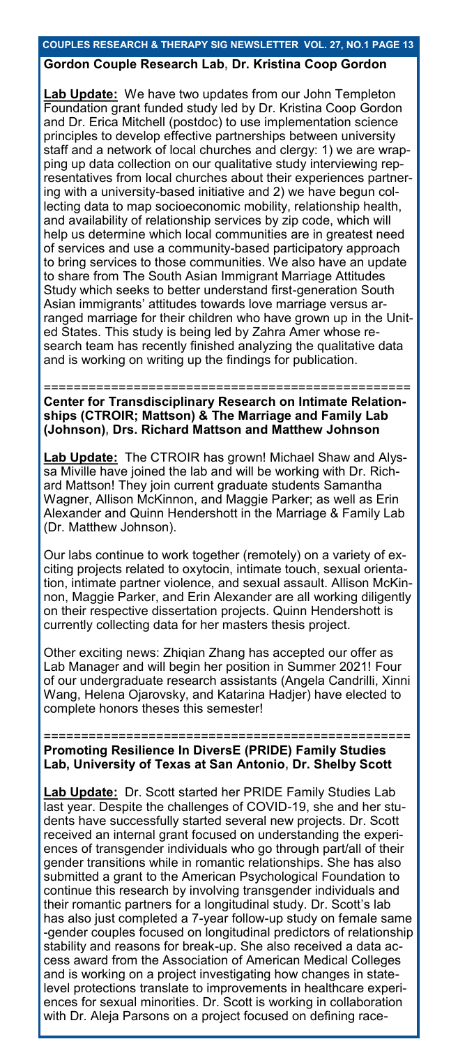## Gordon Couple Research Lab, Dr. Kristina Coop Gordon

**Lab Update:** We have two updates from our John Templeton Foundation grant funded study led by Dr. Kristina Coop Gordon and Dr. Erica Mitchell (postdoc) to use implementation science principles to develop effective partnerships between university staff and a network of local churches and clergy: 1) we are wrapping up data collection on our qualitative study interviewing representatives from local churches about their experiences partnering with a university-based initiative and 2) we have begun collecting data to map socioeconomic mobility, relationship health, and availability of relationship services by zip code, which will help us determine which local communities are in greatest need of services and use a community-based participatory approach to bring services to those communities. We also have an update to share from The South Asian Immigrant Marriage Attitudes Study which seeks to better understand first-generation South Asian immigrants' attitudes towards love marriage versus arranged marriage for their children who have grown up in the United States. This study is being led by Zahra Amer whose research team has recently finished analyzing the qualitative data and is working on writing up the findings for publication.

================================================

## Center for Transdisciplinary Research on Intimate Relationships (CTROIR; Mattson) & The Marriage and Family Lab (Johnson), Drs. Richard Mattson and Matthew Johnson

**Lab Update:** The CTROIR has grown! Michael Shaw and Alyssa Miville have joined the lab and will be working with Dr. Richard Mattson! They join current graduate students Samantha Wagner, Allison McKinnon, and Maggie Parker; as well as Erin Alexander and Quinn Hendershott in the Marriage & Family Lab (Dr. Matthew Johnson).

Our labs continue to work together (remotely) on a variety of exciting projects related to oxytocin, intimate touch, sexual orientation, intimate partner violence, and sexual assault. Allison McKinnon, Maggie Parker, and Erin Alexander are all working diligently on their respective dissertation projects. Quinn Hendershott is currently collecting data for her masters thesis project.

Other exciting news: Zhiqian Zhang has accepted our offer as Lab Manager and will begin her position in Summer 2021! Four of our undergraduate research assistants (Angela Candrilli, Xinni Wang, Helena Ojarovsky, and Katarina Hadjer) have elected to complete honors theses this semester!

================================================

## Promoting Resilience In DiversE (PRIDE) Family Studies Lab, University of Texas at San Antonio, Dr. Shelby Scott

**Lab Update:** Dr. Scott started her PRIDE Family Studies Lab last year. Despite the challenges of COVID-19, she and her students have successfully started several new projects. Dr. Scott received an internal grant focused on understanding the experiences of transgender individuals who go through part/all of their gender transitions while in romantic relationships. She has also submitted a grant to the American Psychological Foundation to continue this research by involving transgender individuals and their romantic partners for a longitudinal study. Dr. Scott's lab has also just completed a 7-year follow-up study on female same-gender couples focused on longitudinal predictors of relationship stability and reasons for break-up. She also received a data access award from the Association of American Medical Colleges and is working on a project investigating how changes in state-level protections translate to improvements in healthcare experiences for sexual minorities. Dr. Scott is working in collaboration with Dr. Aleja Parsons on a project focused on defining race-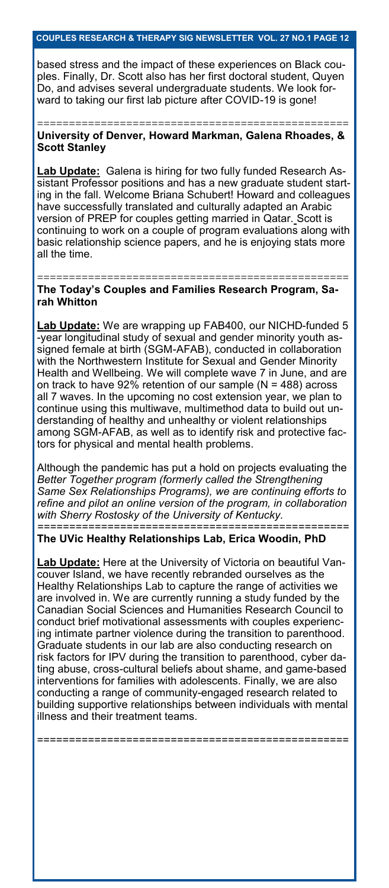based stress and the impact of these experiences on Black couples. Finally, Dr. Scott also has her first doctoral student, Quyen Do, and advises several undergraduate students. We look forward to taking our first lab picture after COVID-19 is gone!

================================================

**University of Denver, Howard Markman, Galena Rhoades, & Scott Stanley**

**Lab Update:** Galena is hiring for two fully funded Research Assistant Professor positions and has a new graduate student starting in the fall. Welcome Briana Schubert! Howard and colleagues have successfully translated and culturally adapted an Arabic version of PREP for couples getting married in Qatar. Scott is continuing to work on a couple of program evaluations along with basic relationship science papers, and he is enjoying stats more all the time.

================================================

**The Today's Couples and Families Research Program, Sarah Whitton**

**Lab Update:** We are wrapping up FAB400, our NICHD-funded 5-year longitudinal study of sexual and gender minority youth assigned female at birth (SGM-AFAB), conducted in collaboration with the Northwestern Institute for Sexual and Gender Minority Health and Wellbeing. We will complete wave 7 in June, and are on track to have 92% retention of our sample (N = 488) across all 7 waves. In the upcoming no cost extension year, we plan to continue using this multiwave, multimethod data to build out understanding of healthy and unhealthy or violent relationships among SGM-AFAB, as well as to identify risk and protective factors for physical and mental health problems.

Although the pandemic has put a hold on projects evaluating the *Better Together program (formerly called the Strengthening Same Sex Relationships Programs), we are continuing efforts to refine and pilot an online version of the program, in collaboration with Sherry Rostosky of the University of Kentucky.*

================================================

**The UVic Healthy Relationships Lab, Erica Woodin, PhD**

**Lab Update:** Here at the University of Victoria on beautiful Vancouver Island, we have recently rebranded ourselves as the Healthy Relationships Lab to capture the range of activities we are involved in. We are currently running a study funded by the Canadian Social Sciences and Humanities Research Council to conduct brief motivational assessments with couples experiencing intimate partner violence during the transition to parenthood. Graduate students in our lab are also conducting research on risk factors for IPV during the transition to parenthood, cyber dating abuse, cross-cultural beliefs about shame, and game-based interventions for families with adolescents. Finally, we are also conducting a range of community-engaged research related to building supportive relationships between individuals with mental illness and their treatment teams.

================================================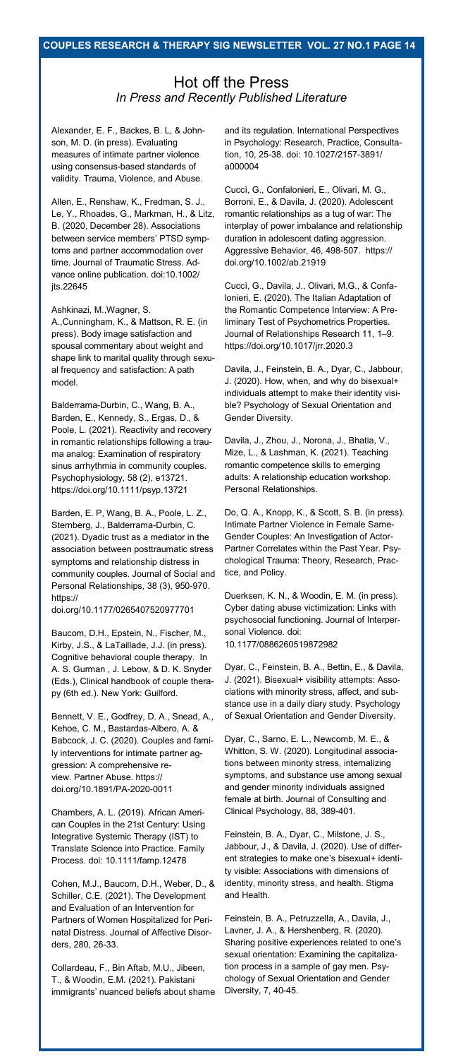# Hot off the Press

*In Press and Recently Published Literature*

Alexander, E. F., Backes, B. L, & Johnson, M. D. (in press). Evaluating measures of intimate partner violence using consensus-based standards of validity. Trauma, Violence, and Abuse.

Allen, E., Renshaw, K., Fredman, S. J., Le, Y., Rhoades, G., Markman, H., & Litz, B. (2020, December 28). Associations between service members' PTSD symptoms and partner accommodation over time. Journal of Traumatic Stress. Advance online publication. doi:10.1002/jts.22645

Ashkinazi, M.,Wagner, S. A.,Cunningham, K., & Mattson, R. E. (in press). Body image satisfaction and spousal commentary about weight and shape link to marital quality through sexual frequency and satisfaction: A path model.

Balderrama-Durbin, C., Wang, B. A., Barden, E., Kennedy, S., Ergas, D., & Poole, L. (2021). Reactivity and recovery in romantic relationships following a trauma analog: Examination of respiratory sinus arrhythmia in community couples. Psychophysiology, 58 (2), e13721. https://doi.org/10.1111/psyp.13721

Barden, E. P, Wang, B. A., Poole, L. Z., Sternberg, J., Balderrama-Durbin, C. (2021). Dyadic trust as a mediator in the association between posttraumatic stress symptoms and relationship distress in community couples. Journal of Social and Personal Relationships, 38 (3), 950-970. https://doi.org/10.1177/0265407520977701

Baucom, D.H., Epstein, N., Fischer, M., Kirby, J.S., & LaTaillade, J.J. (in press). Cognitive behavioral couple therapy. In A. S. Gurman , J. Lebow, & D. K. Snyder (Eds.), Clinical handbook of couple therapy (6th ed.). New York: Guilford.

Bennett, V. E., Godfrey, D. A., Snead, A., Kehoe, C. M., Bastardas-Albero, A. & Babcock, J. C. (2020). Couples and family interventions for intimate partner aggression: A comprehensive review. Partner Abuse. https://doi.org/10.1891/PA-2020-0011

Chambers, A. L. (2019). African American Couples in the 21st Century: Using Integrative Systemic Therapy (IST) to Translate Science into Practice. Family Process. doi: 10.1111/famp.12478

Cohen, M.J., Baucom, D.H., Weber, D., & Schiller, C.E. (2021). The Development and Evaluation of an Intervention for Partners of Women Hospitalized for Perinatal Distress. Journal of Affective Disorders, 280, 26-33.

Collardeau, F., Bin Aftab, M.U., Jibeen, T., & Woodin, E.M. (2021). Pakistani immigrants' nuanced beliefs about shame and its regulation. International Perspectives in Psychology: Research, Practice, Consultation, 10, 25-38. doi: 10.1027/2157-3891/a000004

Cuccì, G., Confalonieri, E., Olivari, M. G., Borroni, E., & Davila, J. (2020). Adolescent romantic relationships as a tug of war: The interplay of power imbalance and relationship duration in adolescent dating aggression. Aggressive Behavior, 46, 498-507. https://doi.org/10.1002/ab.21919

Cuccì, G., Davila, J., Olivari, M.G., & Confalonieri, E. (2020). The Italian Adaptation of the Romantic Competence Interview: A Preliminary Test of Psychometrics Properties. Journal of Relationships Research 11, 1–9. https://doi.org/10.1017/jrr.2020.3

Davila, J., Feinstein, B. A., Dyar, C., Jabbour, J. (2020). How, when, and why do bisexual+ individuals attempt to make their identity visible? Psychology of Sexual Orientation and Gender Diversity.

Davila, J., Zhou, J., Norona, J., Bhatia, V., Mize, L., & Lashman, K. (2021). Teaching romantic competence skills to emerging adults: A relationship education workshop. Personal Relationships.

Do, Q. A., Knopp, K., & Scott, S. B. (in press). Intimate Partner Violence in Female Same-Gender Couples: An Investigation of Actor-Partner Correlates within the Past Year. Psychological Trauma: Theory, Research, Practice, and Policy.

Duerksen, K. N., & Woodin, E. M. (in press). Cyber dating abuse victimization: Links with psychosocial functioning. Journal of Interpersonal Violence. doi: 10.1177/0886260519872982

Dyar, C., Feinstein, B. A., Bettin, E., & Davila, J. (2021). Bisexual+ visibility attempts: Associations with minority stress, affect, and substance use in a daily diary study. Psychology of Sexual Orientation and Gender Diversity.

Dyar, C., Sarno, E. L., Newcomb, M. E., & Whitton, S. W. (2020). Longitudinal associations between minority stress, internalizing symptoms, and substance use among sexual and gender minority individuals assigned female at birth. Journal of Consulting and Clinical Psychology, 88, 389-401.

Feinstein, B. A., Dyar, C., Milstone, J. S., Jabbour, J., & Davila, J. (2020). Use of different strategies to make one's bisexual+ identity visible: Associations with dimensions of identity, minority stress, and health. Stigma and Health.

Feinstein, B. A., Petruzzella, A., Davila, J., Lavner, J. A., & Hershenberg, R. (2020). Sharing positive experiences related to one's sexual orientation: Examining the capitalization process in a sample of gay men. Psychology of Sexual Orientation and Gender Diversity, 7, 40-45.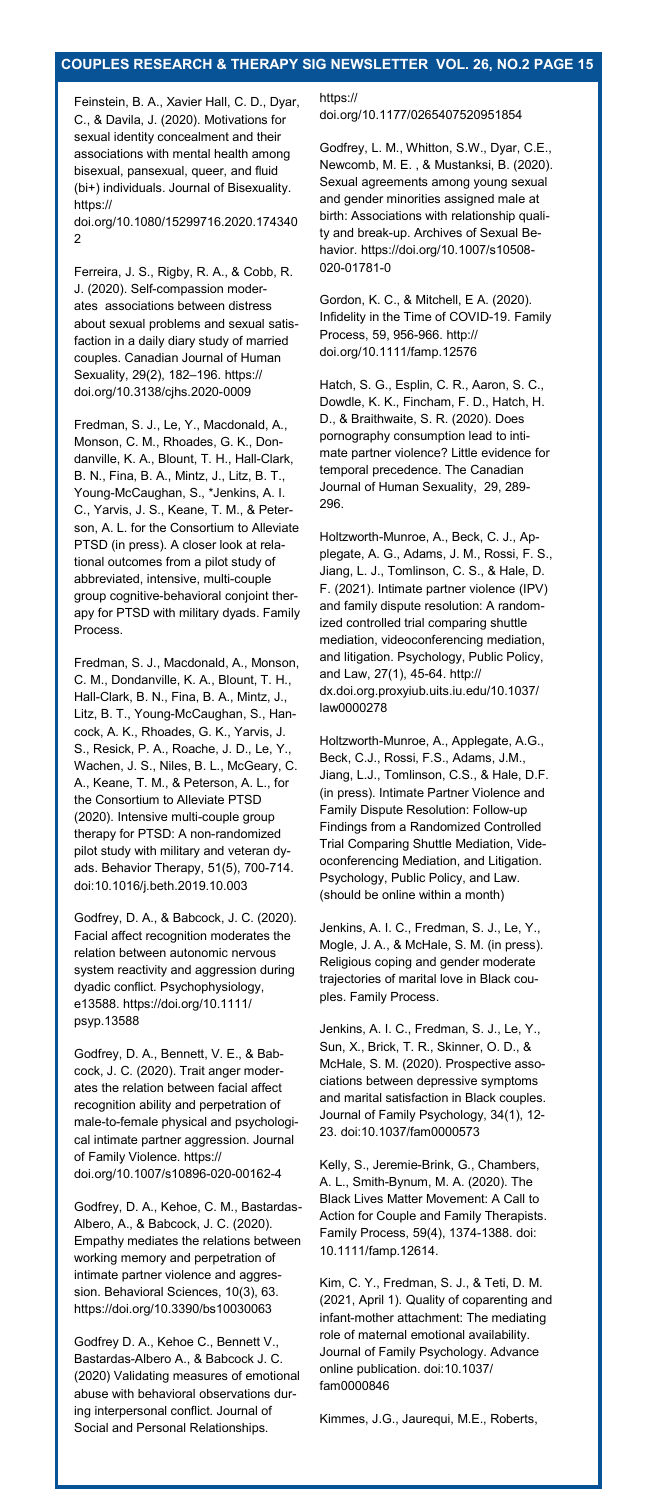Feinstein, B. A., Xavier Hall, C. D., Dyar, C., & Davila, J. (2020). Motivations for sexual identity concealment and their associations with mental health among bisexual, pansexual, queer, and fluid (bi+) individuals. Journal of Bisexuality. https://doi.org/10.1080/15299716.2020.1743402

Ferreira, J. S., Rigby, R. A., & Cobb, R. J. (2020). Self-compassion moderates associations between distress about sexual problems and sexual satisfaction in a daily diary study of married couples. Canadian Journal of Human Sexuality, 29(2), 182–196. https://doi.org/10.3138/cjhs.2020-0009

Fredman, S. J., Le, Y., Macdonald, A., Monson, C. M., Rhoades, G. K., Dondanville, K. A., Blount, T. H., Hall-Clark, B. N., Fina, B. A., Mintz, J., Litz, B. T., Young-McCaughan, S., *Jenkins, A. I. C., Yarvis, J. S., Keane, T. M., & Peterson, A. L. for the Consortium to Alleviate PTSD (in press). A closer look at relational outcomes from a pilot study of abbreviated, intensive, multi-couple group cognitive-behavioral conjoint therapy for PTSD with military dyads. Family Process.

Fredman, S. J., Macdonald, A., Monson, C. M., Dondanville, K. A., Blount, T. H., Hall-Clark, B. N., Fina, B. A., Mintz, J., Litz, B. T., Young-McCaughan, S., Hancock, A. K., Rhoades, G. K., Yarvis, J. S., Resick, P. A., Roache, J. D., Le, Y., Wachen, J. S., Niles, B. L., McGeary, C. A., Keane, T. M., & Peterson, A. L., for the Consortium to Alleviate PTSD (2020). Intensive multi-couple group therapy for PTSD: A non-randomized pilot study with military and veteran dyads. Behavior Therapy, 51(5), 700-714. doi:10.1016/j.beth.2019.10.003

Godfrey, D. A., & Babcock, J. C. (2020). Facial affect recognition moderates the relation between autonomic nervous system reactivity and aggression during dyadic conflict. Psychophysiology, e13588. https://doi.org/10.1111/psyp.13588

Godfrey, D. A., Bennett, V. E., & Babcock, J. C. (2020). Trait anger moderates the relation between facial affect recognition ability and perpetration of male-to-female physical and psychological intimate partner aggression. Journal of Family Violence. https://doi.org/10.1007/s10896-020-00162-4

Godfrey, D. A., Kehoe, C. M., Bastardas-Albero, A., & Babcock, J. C. (2020). Empathy mediates the relations between working memory and perpetration of intimate partner violence and aggression. Behavioral Sciences, 10(3), 63. https://doi.org/10.3390/bs10030063

Godfrey D. A., Kehoe C., Bennett V., Bastardas-Albero A., & Babcock J. C. (2020) Validating measures of emotional abuse with behavioral observations during interpersonal conflict. Journal of Social and Personal Relationships. https://doi.org/10.1177/0265407520951854

Godfrey, L. M., Whitton, S.W., Dyar, C.E., Newcomb, M. E. , & Mustanksi, B. (2020). Sexual agreements among young sexual and gender minorities assigned male at birth: Associations with relationship quality and break-up. Archives of Sexual Behavior. https://doi.org/10.1007/s10508-020-01781-0

Gordon, K. C., & Mitchell, E A. (2020). Infidelity in the Time of COVID-19. Family Process, 59, 956-966. http://doi.org/10.1111/famp.12576

Hatch, S. G., Esplin, C. R., Aaron, S. C., Dowdle, K. K., Fincham, F. D., Hatch, H. D., & Braithwaite, S. R. (2020). Does pornography consumption lead to intimate partner violence? Little evidence for temporal precedence. The Canadian Journal of Human Sexuality, 29, 289-296.

Holtzworth-Munroe, A., Beck, C. J., Applegate, A. G., Adams, J. M., Rossi, F. S., Jiang, L. J., Tomlinson, C. S., & Hale, D. F. (2021). Intimate partner violence (IPV) and family dispute resolution: A randomized controlled trial comparing shuttle mediation, videoconferencing mediation, and litigation. Psychology, Public Policy, and Law, 27(1), 45-64. http://dx.doi.org.proxyiub.uits.iu.edu/10.1037/law0000278

Holtzworth-Munroe, A., Applegate, A.G., Beck, C.J., Rossi, F.S., Adams, J.M., Jiang, L.J., Tomlinson, C.S., & Hale, D.F. (in press). Intimate Partner Violence and Family Dispute Resolution: Follow-up Findings from a Randomized Controlled Trial Comparing Shuttle Mediation, Videoconferencing Mediation, and Litigation. Psychology, Public Policy, and Law. (should be online within a month)

Jenkins, A. I. C., Fredman, S. J., Le, Y., Mogle, J. A., & McHale, S. M. (in press). Religious coping and gender moderate trajectories of marital love in Black couples. Family Process.

Jenkins, A. I. C., Fredman, S. J., Le, Y., Sun, X., Brick, T. R., Skinner, O. D., & McHale, S. M. (2020). Prospective associations between depressive symptoms and marital satisfaction in Black couples. Journal of Family Psychology, 34(1), 12-23. doi:10.1037/fam0000573

Kelly, S., Jeremie-Brink, G., Chambers, A. L., Smith-Bynum, M. A. (2020). The Black Lives Matter Movement: A Call to Action for Couple and Family Therapists. Family Process, 59(4), 1374-1388. doi: 10.1111/famp.12614.

Kim, C. Y., Fredman, S. J., & Teti, D. M. (2021, April 1). Quality of coparenting and infant-mother attachment: The mediating role of maternal emotional availability. Journal of Family Psychology. Advance online publication. doi:10.1037/fam0000846

Kimmes, J.G., Jaurequi, M.E., Roberts,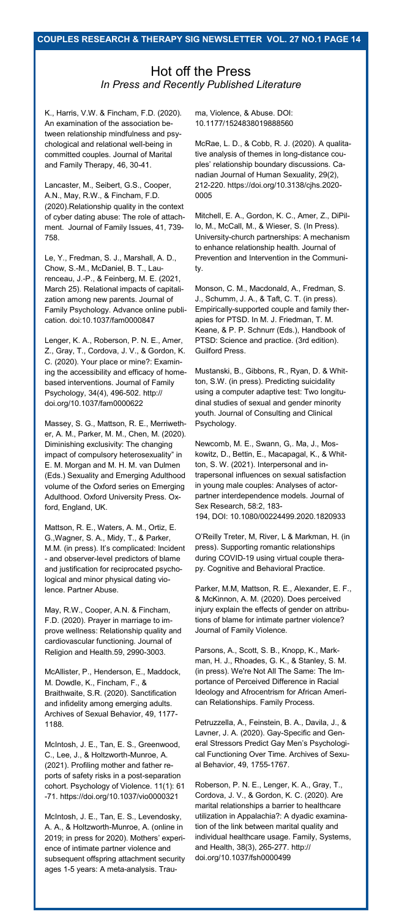## Hot off the Press

*In Press and Recently Published Literature*

K., Harris, V.W. & Fincham, F.D. (2020). An examination of the association between relationship mindfulness and psychological and relational well-being in committed couples. Journal of Marital and Family Therapy, 46, 30-41.

Lancaster, M., Seibert, G.S., Cooper, A.N., May, R.W., & Fincham, F.D. (2020).Relationship quality in the context of cyber dating abuse: The role of attachment. Journal of Family Issues, 41, 739-758.

Le, Y., Fredman, S. J., Marshall, A. D., Chow, S.-M., McDaniel, B. T., Laurenceau, J.-P., & Feinberg, M. E. (2021, March 25). Relational impacts of capitalization among new parents. Journal of Family Psychology. Advance online publication. doi:10.1037/fam0000847

Lenger, K. A., Roberson, P. N. E., Amer, Z., Gray, T., Cordova, J. V., & Gordon, K. C. (2020). Your place or mine?: Examining the accessibility and efficacy of home-based interventions. Journal of Family Psychology, 34(4), 496-502. http://doi.org/10.1037/fam0000622

Massey, S. G., Mattson, R. E., Merriwether, A. M., Parker, M. M., Chen, M. (2020). Diminishing exclusivity: The changing impact of compulsory heterosexuality" in E. M. Morgan and M. H. M. van Dulmen (Eds.) Sexuality and Emerging Adulthood volume of the Oxford series on Emerging Adulthood. Oxford University Press. Oxford, England, UK.

Mattson, R. E., Waters, A. M., Ortiz, E. G.,Wagner, S. A., Midy, T., & Parker, M.M. (in press). It's complicated: Incident - and observer-level predictors of blame and justification for reciprocated psychological and minor physical dating violence. Partner Abuse.

May, R.W., Cooper, A.N. & Fincham, F.D. (2020). Prayer in marriage to improve wellness: Relationship quality and cardiovascular functioning. Journal of Religion and Health.59, 2990-3003.

McAllister, P., Henderson, E., Maddock, M. Dowdle, K., Fincham, F., & Braithwaite, S.R. (2020). Sanctification and infidelity among emerging adults. Archives of Sexual Behavior, 49, 1177-1188.

McIntosh, J. E., Tan, E. S., Greenwood, C., Lee, J., & Holtzworth-Munroe, A. (2021). Profiling mother and father reports of safety risks in a post-separation cohort. Psychology of Violence. 11(1): 61-71. https://doi.org/10.1037/vio0000321

McIntosh, J. E., Tan, E. S., Levendosky, A. A., & Holtzworth-Munroe, A. (online in 2019; in press for 2020). Mothers' experience of intimate partner violence and subsequent offspring attachment security ages 1-5 years: A meta-analysis. Trauma, Violence, & Abuse. DOI: 10.1177/1524838019888560

McRae, L. D., & Cobb, R. J. (2020). A qualitative analysis of themes in long-distance couples' relationship boundary discussions. Canadian Journal of Human Sexuality, 29(2), 212-220. https://doi.org/10.3138/cjhs.2020-0005

Mitchell, E. A., Gordon, K. C., Amer, Z., DiPillo, M., McCall, M., & Wieser, S. (In Press). University-church partnerships: A mechanism to enhance relationship health. Journal of Prevention and Intervention in the Community.

Monson, C. M., Macdonald, A., Fredman, S. J., Schumm, J. A., & Taft, C. T. (in press). Empirically-supported couple and family therapies for PTSD. In M. J. Friedman, T. M. Keane, & P. P. Schnurr (Eds.), Handbook of PTSD: Science and practice. (3rd edition). Guilford Press.

Mustanski, B., Gibbons, R., Ryan, D. & Whitton, S.W. (in press). Predicting suicidality using a computer adaptive test: Two longitudinal studies of sexual and gender minority youth. Journal of Consulting and Clinical Psychology.

Newcomb, M. E., Swann, G,. Ma, J., Moskowitz, D., Bettin, E., Macapagal, K., & Whitton, S. W. (2021). Interpersonal and intrapersonal influences on sexual satisfaction in young male couples: Analyses of actor-partner interdependence models. Journal of Sex Research, 58:2, 183-194, DOI: 10.1080/00224499.2020.1820933

O'Reilly Treter, M, River, L & Markman, H. (in press). Supporting romantic relationships during COVID-19 using virtual couple therapy. Cognitive and Behavioral Practice.

Parker, M.M, Mattson, R. E., Alexander, E. F., & McKinnon, A. M. (2020). Does perceived injury explain the effects of gender on attributions of blame for intimate partner violence? Journal of Family Violence.

Parsons, A., Scott, S. B., Knopp, K., Markman, H. J., Rhoades, G. K., & Stanley, S. M. (in press). We're Not All The Same: The Importance of Perceived Difference in Racial Ideology and Afrocentrism for African American Relationships. Family Process.

Petruzzella, A., Feinstein, B. A., Davila, J., & Lavner, J. A. (2020). Gay-Specific and General Stressors Predict Gay Men's Psychological Functioning Over Time. Archives of Sexual Behavior, 49, 1755-1767.

Roberson, P. N. E., Lenger, K. A., Gray, T., Cordova, J. V., & Gordon, K. C. (2020). Are marital relationships a barrier to healthcare utilization in Appalachia?: A dyadic examination of the link between marital quality and individual healthcare usage. Family, Systems, and Health, 38(3), 265-277. http://doi.org/10.1037/fsh0000499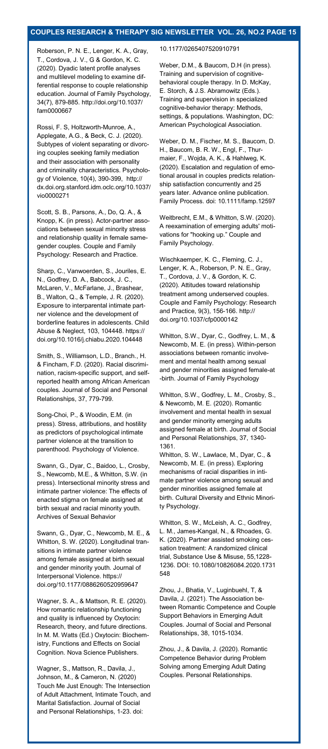Roberson, P. N. E., Lenger, K. A., Gray, T., Cordova, J. V., G & Gordon, K. C. (2020). Dyadic latent profile analyses and multilevel modeling to examine differential response to couple relationship education. Journal of Family Psychology, 34(7), 879-885. http://doi.org/10.1037/fam0000667

Rossi, F. S, Holtzworth-Munroe, A., Applegate, A.G., & Beck, C. J. (2020). Subtypes of violent separating or divorcing couples seeking family mediation and their association with personality and criminality characteristics. Psychology of Violence, 10(4), 390-399, http://dx.doi.org.stanford.idm.oclc.org/10.1037/vio0000271

Scott, S. B., Parsons, A., Do, Q. A., & Knopp, K. (in press). Actor-partner associations between sexual minority stress and relationship quality in female same-gender couples. Couple and Family Psychology: Research and Practice.

Sharp, C., Vanwoerden, S., Jouriles, E. N., Godfrey, D. A., Babcock, J. C., McLaren, V., McFarlane, J., Brashear, B., Walton, Q., & Temple, J. R. (2020). Exposure to interparental intimate partner violence and the development of borderline features in adolescents. Child Abuse & Neglect, 103, 104448. https://doi.org/10.1016/j.chiabu.2020.104448

Smith, S., Williamson, L.D., Branch., H. & Fincham, F.D. (2020). Racial discrimination, racism-specific support, and self-reported health among African American couples. Journal of Social and Personal Relationships, 37, 779-799.

Song-Choi, P., & Woodin, E.M. (in press). Stress, attributions, and hostility as predictors of psychological intimate partner violence at the transition to parenthood. Psychology of Violence.

Swann, G., Dyar, C., Baidoo, L., Crosby, S., Newcomb, M.E., & Whitton, S.W. (in press). Intersectional minority stress and intimate partner violence: The effects of enacted stigma on female assigned at birth sexual and racial minority youth. Archives of Sexual Behavior

Swann, G., Dyar, C., Newcomb, M. E., & Whitton, S. W. (2020). Longitudinal transitions in intimate partner violence among female assigned at birth sexual and gender minority youth. Journal of Interpersonal Violence. https://doi.org/10.1177/0886260520959647

Wagner, S. A., & Mattson, R. E. (2020). How romantic relationship functioning and quality is influenced by Oxytocin: Research, theory, and future directions. In M. M. Watts (Ed.) Oxytocin: Biochemistry, Functions and Effects on Social Cognition. Nova Science Publishers.

Wagner, S., Mattson, R., Davila, J., Johnson, M., & Cameron, N. (2020) Touch Me Just Enough: The Intersection of Adult Attachment, Intimate Touch, and Marital Satisfaction. Journal of Social and Personal Relationships, 1-23. doi: 10.1177/0265407520910791

Weber, D.M., & Baucom, D.H (in press). Training and supervision of cognitive-behavioral couple therapy. In D. McKay, E. Storch, & J.S. Abramowitz (Eds.). Training and supervision in specialized cognitive-behavior therapy: Methods, settings, & populations. Washington, DC: American Psychological Association.

Weber, D. M., Fischer, M. S., Baucom, D. H., Baucom, B. R. W., Engl, F., Thurmaier, F., Wojda, A. K., & Hahlweg, K. (2020). Escalation and regulation of emotional arousal in couples predicts relationship satisfaction concurrently and 25 years later. Advance online publication. Family Process. doi: 10.1111/famp.12597

Weitbrecht, E.M., & Whitton, S.W. (2020). A reexamination of emerging adults' motivations for "hooking up." Couple and Family Psychology.

Wischkaemper, K. C., Fleming, C. J., Lenger, K. A., Roberson, P. N. E., Gray, T., Cordova, J. V., & Gordon, K. C. (2020). Attitudes toward relationship treatment among underserved couples. Couple and Family Psychology: Research and Practice, 9(3), 156-166. http://doi.org/10.1037/cfp0000142

Whitton, S.W., Dyar, C., Godfrey, L. M., & Newcomb, M. E. (in press). Within-person associations between romantic involvement and mental health among sexual and gender minorities assigned female-at-birth. Journal of Family Psychology

Whitton, S.W., Godfrey, L. M., Crosby, S., & Newcomb, M. E. (2020). Romantic involvement and mental health in sexual and gender minority emerging adults assigned female at birth. Journal of Social and Personal Relationships, 37, 1340-1361.

Whitton, S. W., Lawlace, M., Dyar, C., & Newcomb, M. E. (in press). Exploring mechanisms of racial disparities in intimate partner violence among sexual and gender minorities assigned female at birth. Cultural Diversity and Ethnic Minority Psychology.

Whitton, S. W., McLeish, A. C., Godfrey, L. M., James-Kangal, N., & Rhoades, G. K. (2020). Partner assisted smoking cessation treatment: A randomized clinical trial, Substance Use & Misuse, 55,1228-1236. DOI: 10.1080/10826084.2020.1731548

Zhou, J., Bhatia, V., Luginbuehl, T, & Davila, J. (2021). The Association between Romantic Competence and Couple Support Behaviors in Emerging Adult Couples. Journal of Social and Personal Relationships, 38, 1015-1034.

Zhou, J., & Davila, J. (2020). Romantic Competence Behavior during Problem Solving among Emerging Adult Dating Couples. Personal Relationships.